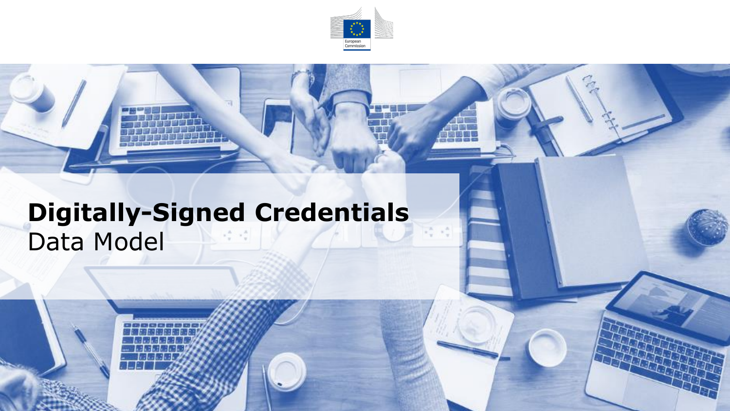# **Digitally-Signed Credentials**
Data Model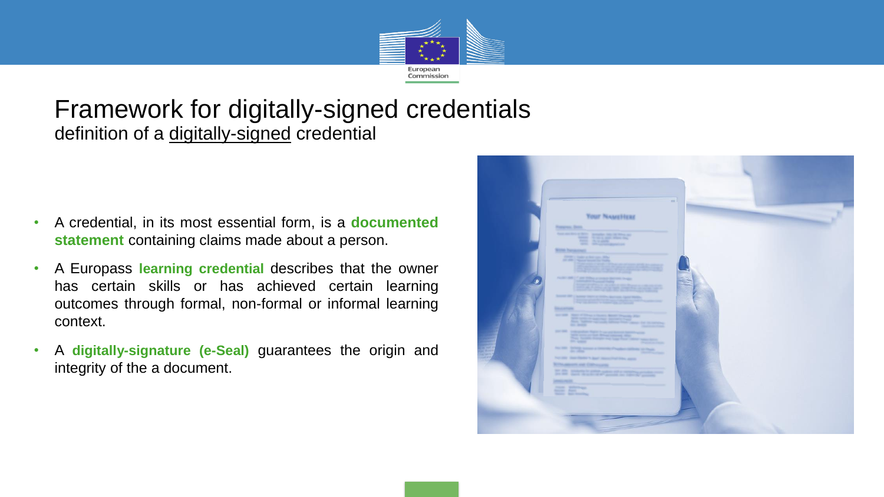# Framework for digitally-signed credentials

definition of a digitally-signed credential

- A credential, in its most essential form, is a **documented statement** containing claims made about a person.
- A Europass **learning credential** describes that the owner has certain skills or has achieved certain learning outcomes through formal, non-formal or informal learning context.
- A **digitally-signature (e-Seal)** guarantees the origin and integrity of the a document.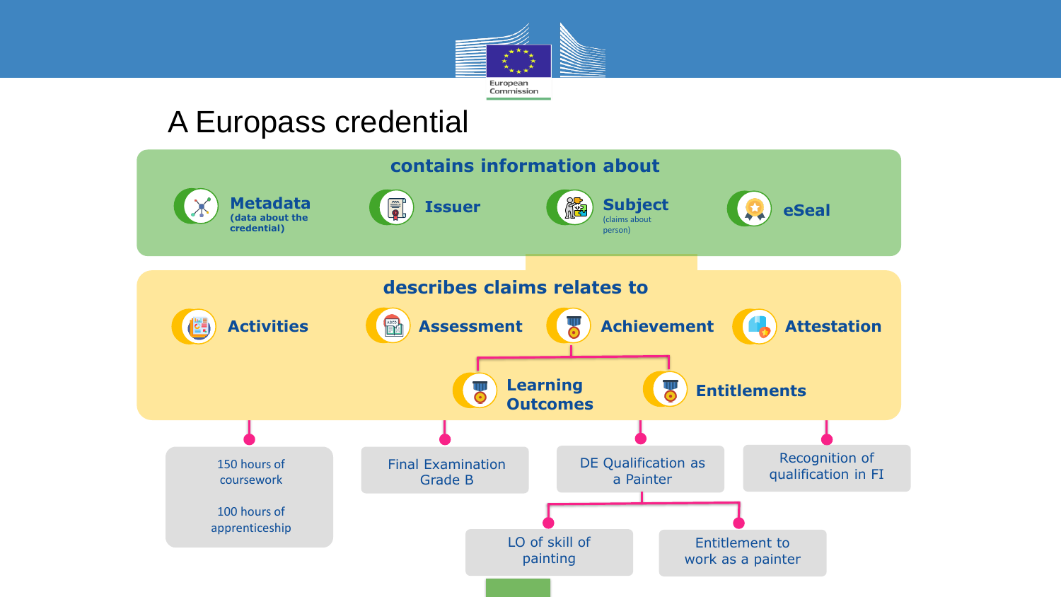# A Europass credential

## contains information about

- **Metadata** (data about the credential)
- **Issuer**
- **Subject** (claims about person)
- **eSeal**

## describes claims relates to

- **Activities**
  - 150 hours of coursework
  - 100 hours of apprenticeship
- **Assessment**
  - Final Examination Grade B
- **Achievement**
  - DE Qualification as a Painter
  - **Learning Outcomes**
    - LO of skill of painting
  - **Entitlements**
    - Entitlement to work as a painter
- **Attestation**
  - Recognition of qualification in FI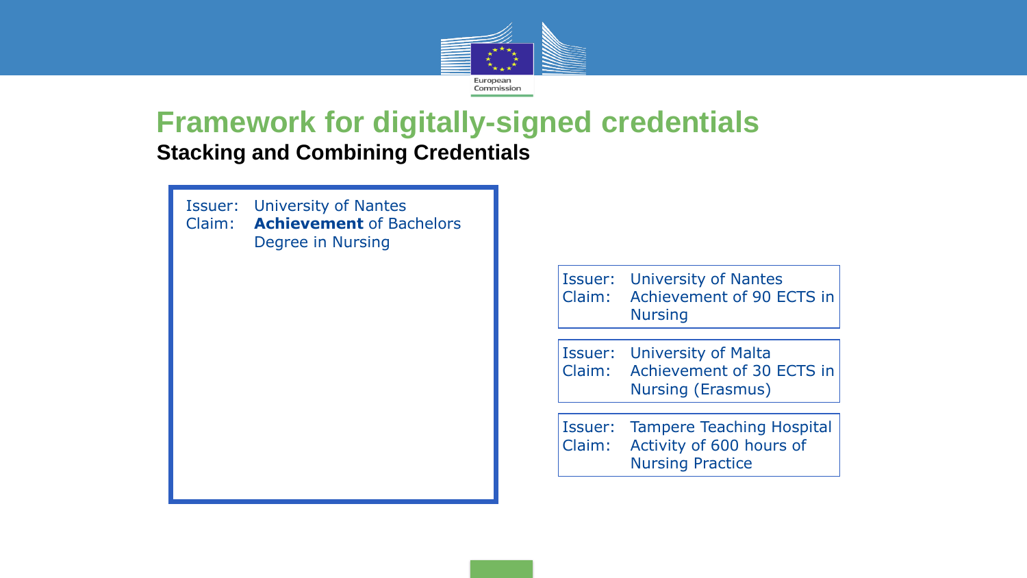# Framework for digitally-signed credentials

## Stacking and Combining Credentials

Issuer: University of Nantes
Claim: **Achievement** of Bachelors Degree in Nursing

Issuer: University of Nantes
Claim: Achievement of 90 ECTS in Nursing

Issuer: University of Malta
Claim: Achievement of 30 ECTS in Nursing (Erasmus)

Issuer: Tampere Teaching Hospital
Claim: Activity of 600 hours of Nursing Practice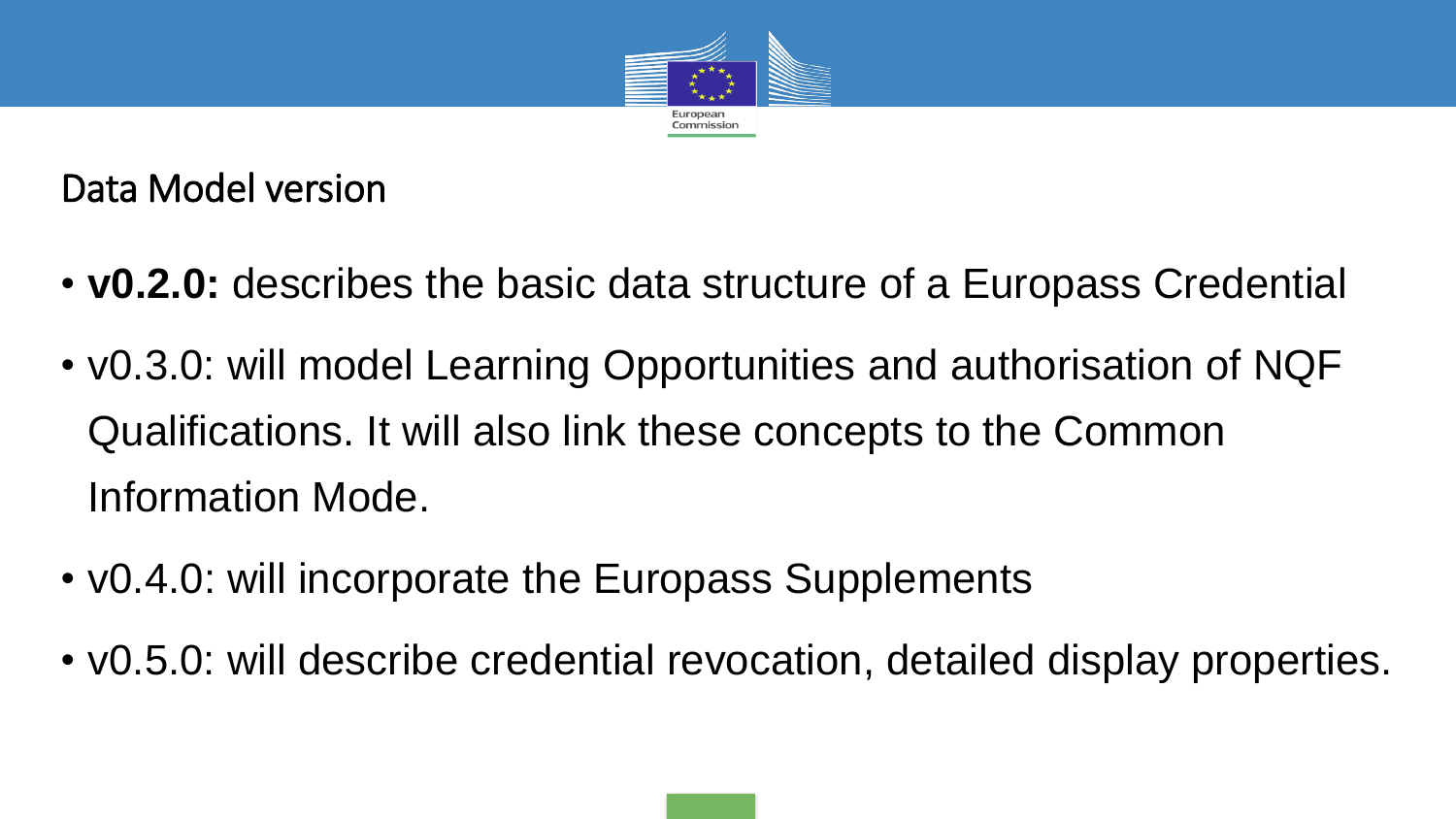## Data Model version

- **v0.2.0:** describes the basic data structure of a Europass Credential
- v0.3.0: will model Learning Opportunities and authorisation of NQF Qualifications. It will also link these concepts to the Common Information Mode.
- v0.4.0: will incorporate the Europass Supplements
- v0.5.0: will describe credential revocation, detailed display properties.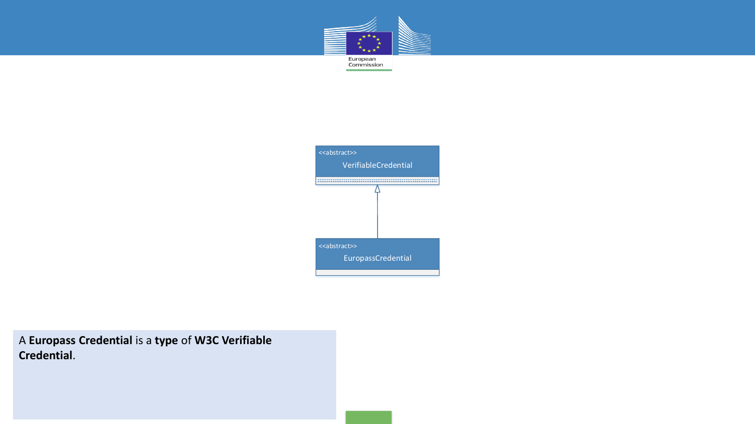<<abstract>>
VerifiableCredential

<<abstract>>
EuropassCredential

A **Europass Credential** is a **type** of **W3C Verifiable Credential**.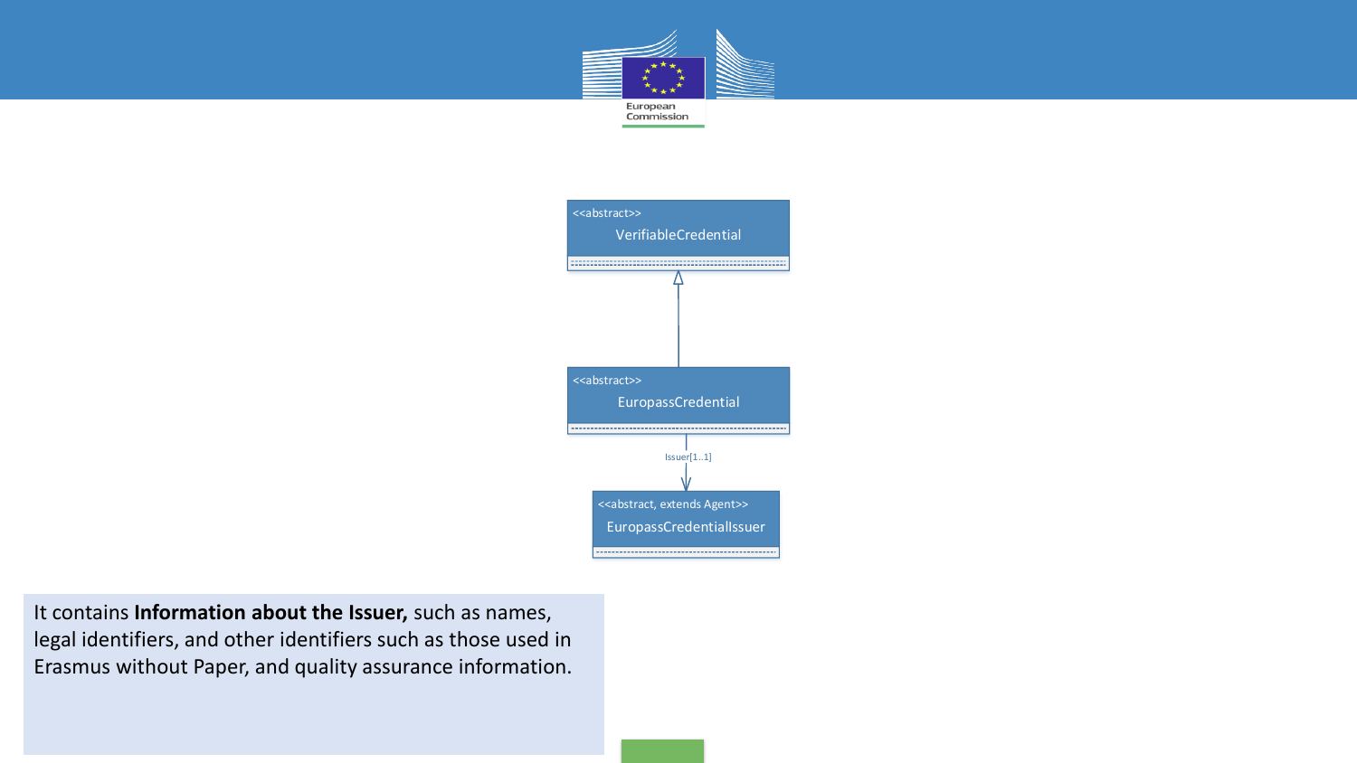<<abstract>>
VerifiableCredential

<<abstract>>
EuropassCredential

Issuer[1..1]

<<abstract, extends Agent>>
EuropassCredentialIssuer

It contains **Information about the Issuer,** such as names, legal identifiers, and other identifiers such as those used in Erasmus without Paper, and quality assurance information.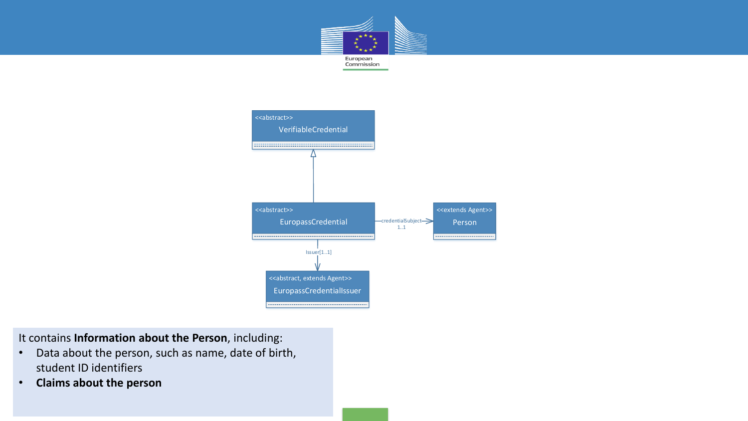<<abstract>>
VerifiableCredential

<<abstract>>
EuropassCredential

credentialSubject
1..1

<<extends Agent>>
Person

Issuer[1..1]

<<abstract, extends Agent>>
EuropassCredentialIssuer

It contains **Information about the Person**, including:

- Data about the person, such as name, date of birth, student ID identifiers
- **Claims about the person**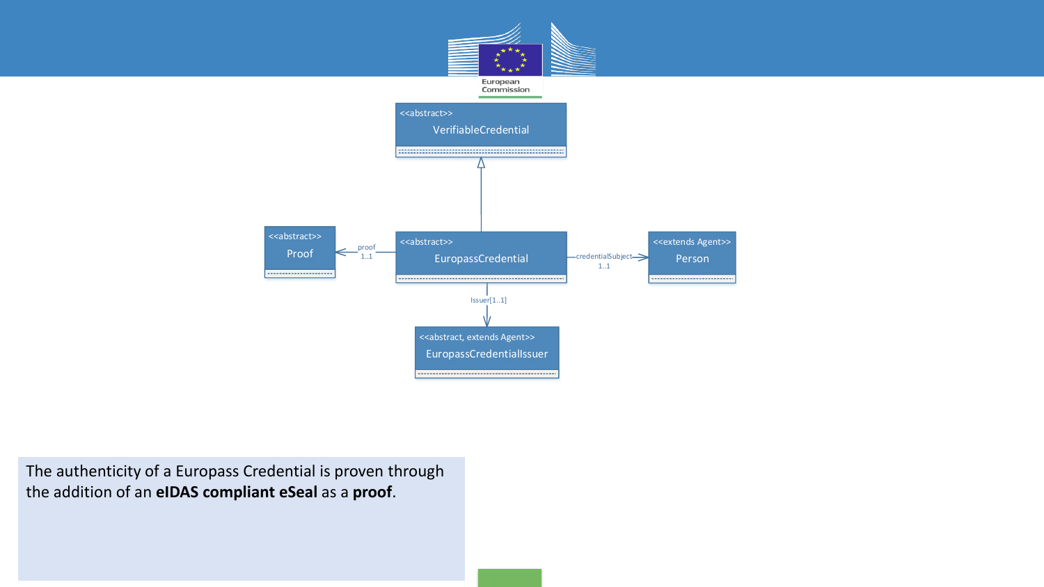<<abstract>>
VerifiableCredential

<<abstract>>
Proof

proof
1..1

<<abstract>>
EuropassCredential

credentialSubject
1..1

<<extends Agent>>
Person

Issuer[1..1]

<<abstract, extends Agent>>
EuropassCredentialIssuer

The authenticity of a Europass Credential is proven through the addition of an **eIDAS compliant eSeal** as a **proof**.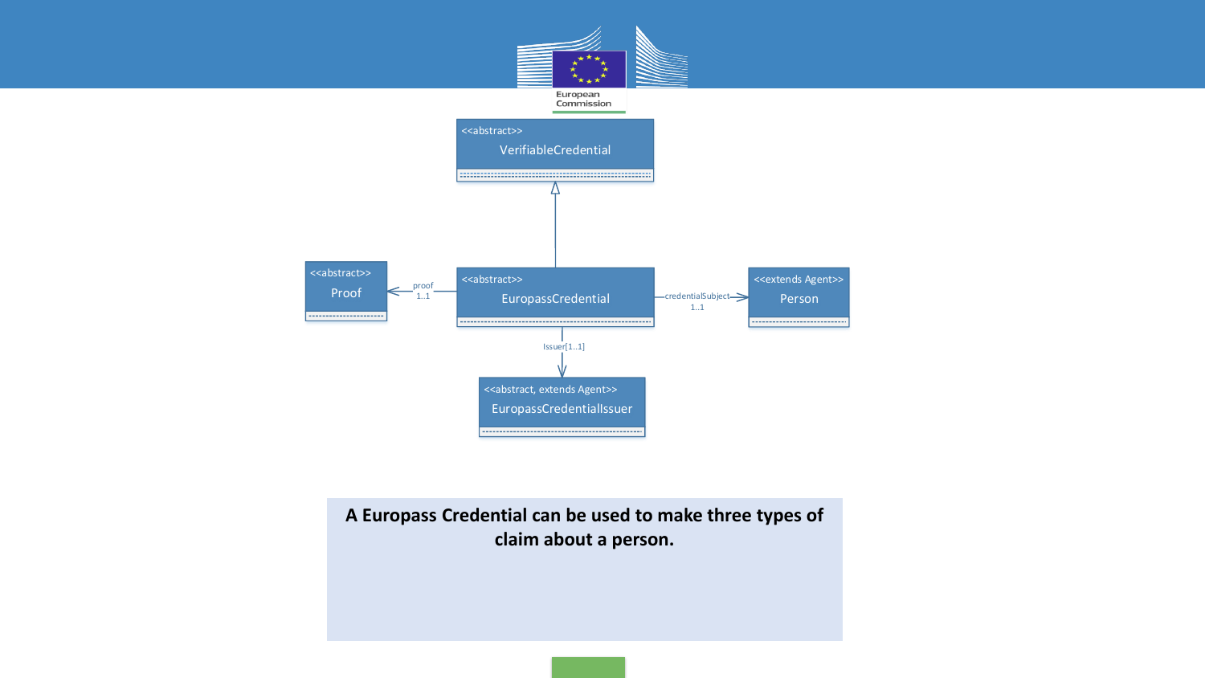<<abstract>>
VerifiableCredential

<<abstract>>
Proof

proof
1..1

<<abstract>>
EuropassCredential

credentialSubject
1..1

<<extends Agent>>
Person

Issuer[1..1]

<<abstract, extends Agent>>
EuropassCredentialIssuer

**A Europass Credential can be used to make three types of claim about a person.**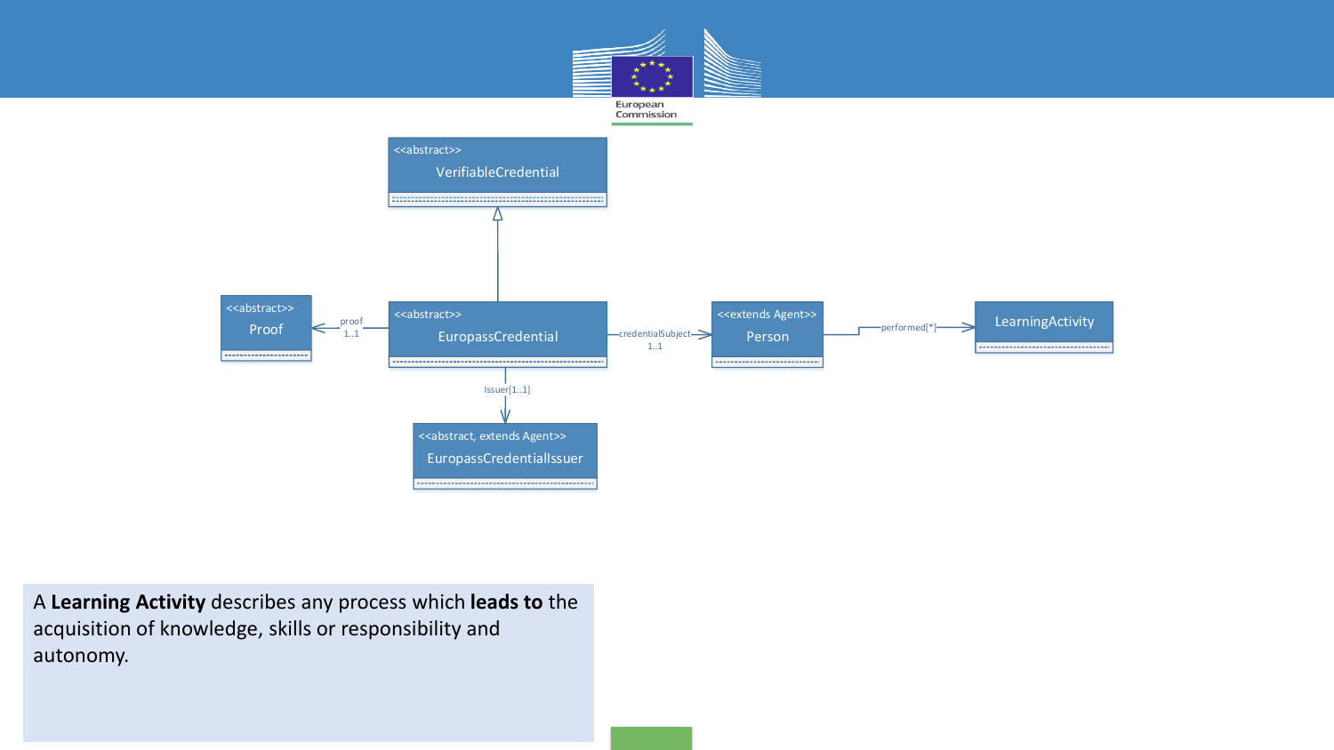<<abstract>>
VerifiableCredential

<<abstract>>
Proof

proof
1..1

<<abstract>>
EuropassCredential

credentialSubject
1..1

<<extends Agent>>
Person

performed[*]

LearningActivity

Issuer[1..1]

<<abstract, extends Agent>>
EuropassCredentialIssuer

A **Learning Activity** describes any process which **leads to** the acquisition of knowledge, skills or responsibility and autonomy.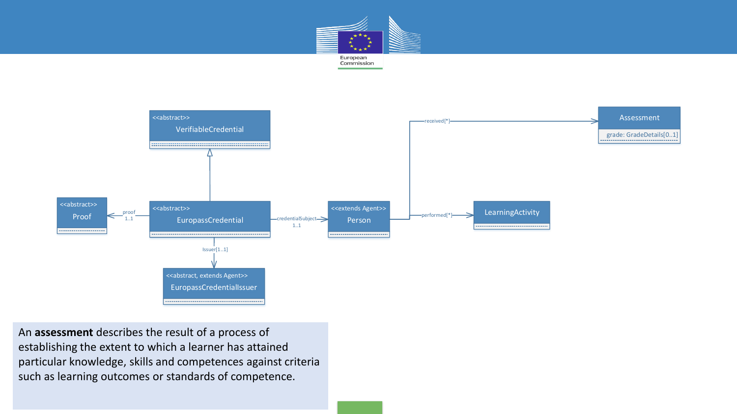<<abstract>>
VerifiableCredential

<<abstract>>
Proof

proof 1..1

<<abstract>>
EuropassCredential

credentialSubject 1..1

<<extends Agent>>
Person

received[*]

Assessment

grade: GradeDetails[0..1]

performed[*]

LearningActivity

Issuer[1..1]

<<abstract, extends Agent>>
EuropassCredentialIssuer

An **assessment** describes the result of a process of establishing the extent to which a learner has attained particular knowledge, skills and competences against criteria such as learning outcomes or standards of competence.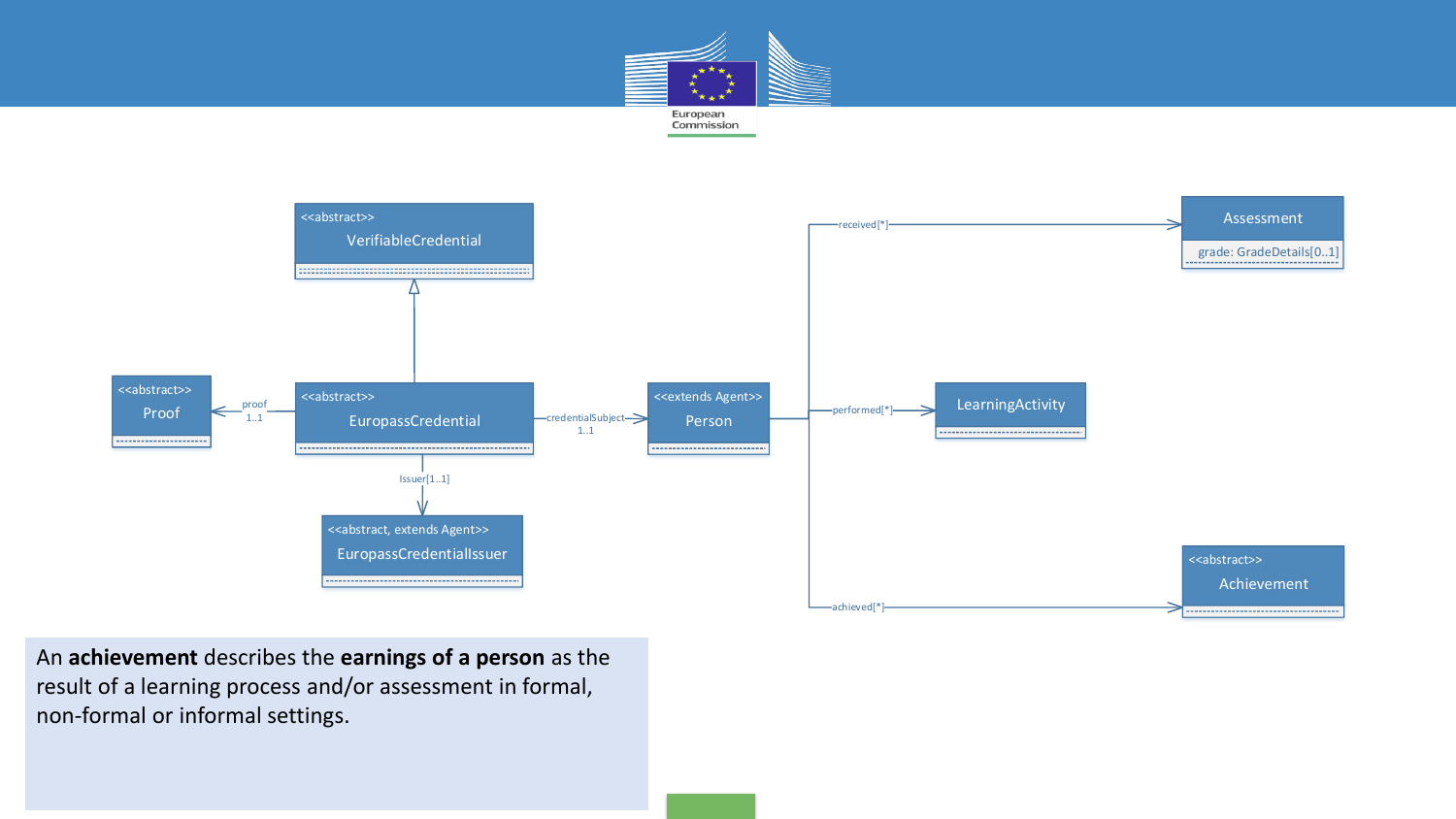<<abstract>>
VerifiableCredential

<<abstract>>
Proof

proof 1..1

<<abstract>>
EuropassCredential

credentialSubject 1..1

<<extends Agent>>
Person

Issuer[1..1]

<<abstract, extends Agent>>
EuropassCredentialIssuer

received[*]

Assessment

grade: GradeDetails[0..1]

performed[*]

LearningActivity

achieved[*]

<<abstract>>
Achievement

An **achievement** describes the **earnings of a person** as the result of a learning process and/or assessment in formal, non-formal or informal settings.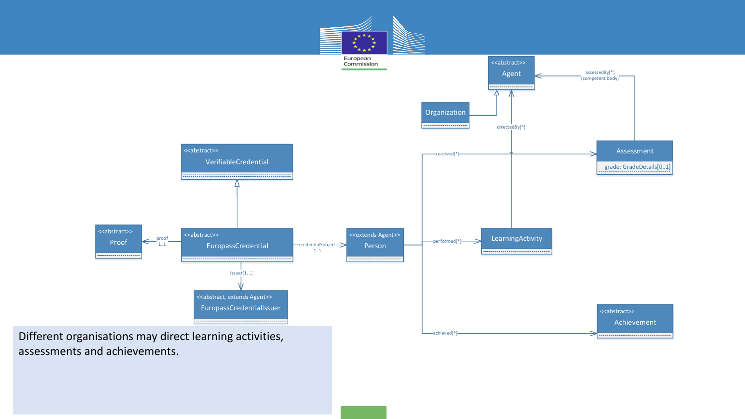<<abstract>>
Agent

assessedBy[*]
(competent body)

Organization

directedBy[*]

received[*]

Assessment

grade: GradeDetails[0..1]

<<abstract>>
VerifiableCredential

<<abstract>>
Proof

proof
1..1

<<abstract>>
EuropassCredential

credentialSubject
1..1

<<extends Agent>>
Person

performed[*]

LearningActivity

Issuer[1..1]

<<abstract, extends Agent>>
EuropassCredentialIssuer

<<abstract>>
Achievement

achieved[*]

Different organisations may direct learning activities, assessments and achievements.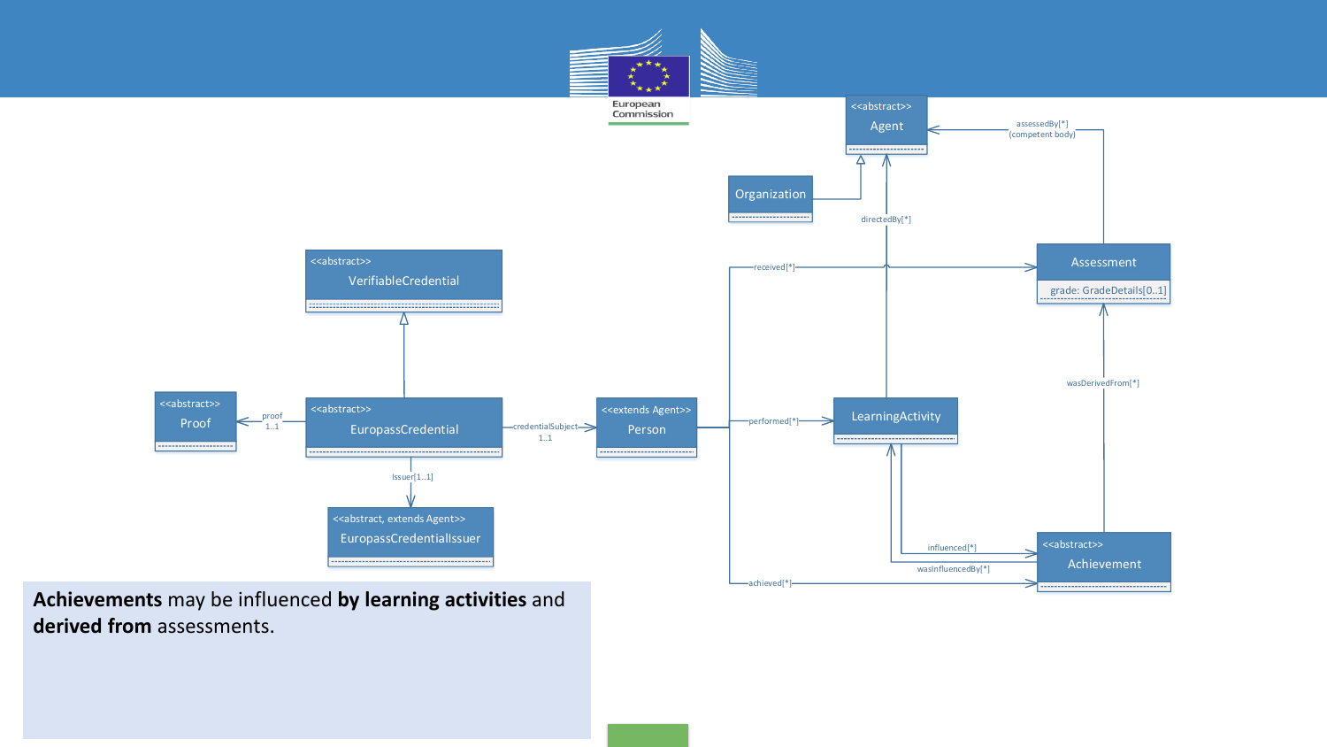**Achievements** may be influenced **by learning activities** and **derived from** assessments.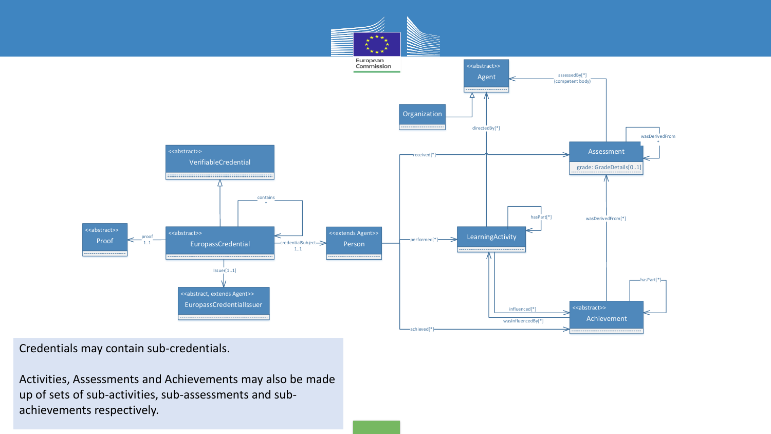Credentials may contain sub-credentials.

Activities, Assessments and Achievements may also be made up of sets of sub-activities, sub-assessments and sub-achievements respectively.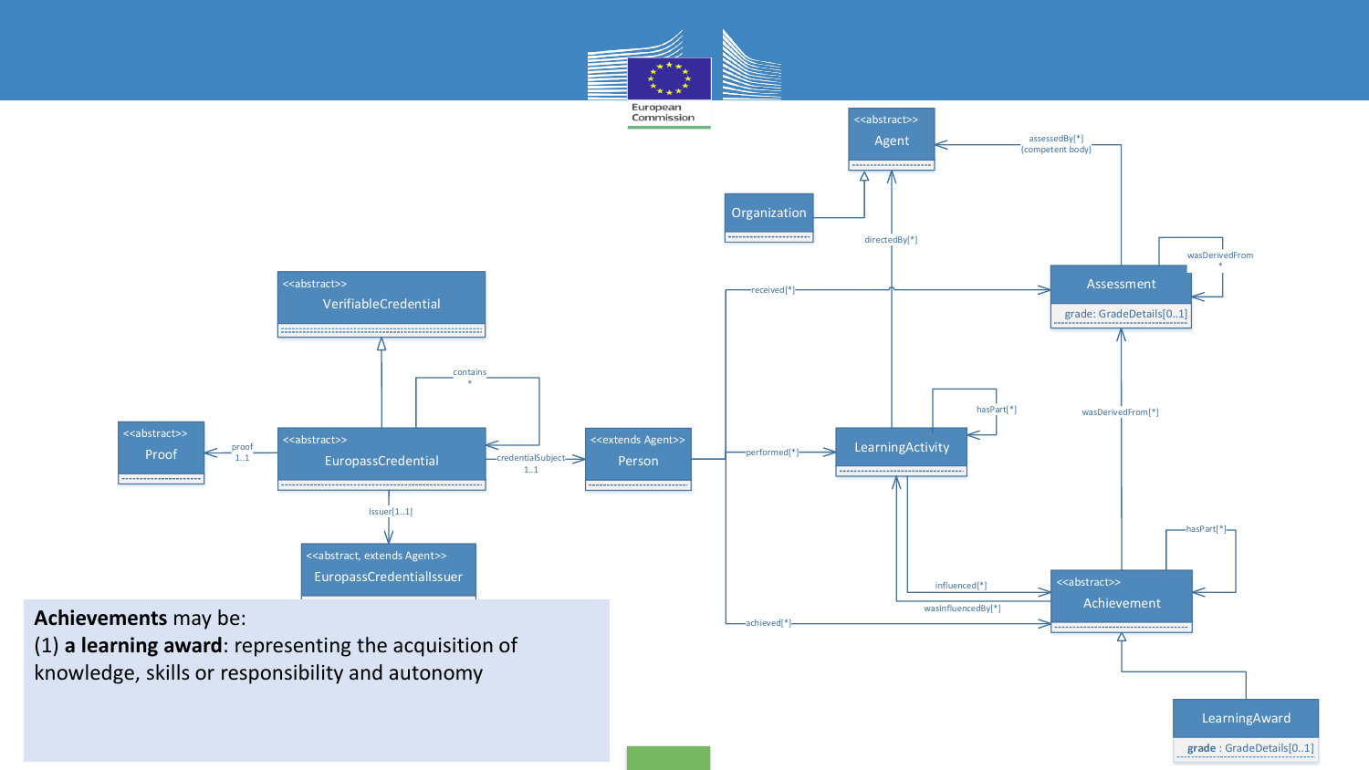**Achievements** may be:

(1) **a learning award**: representing the acquisition of knowledge, skills or responsibility and autonomy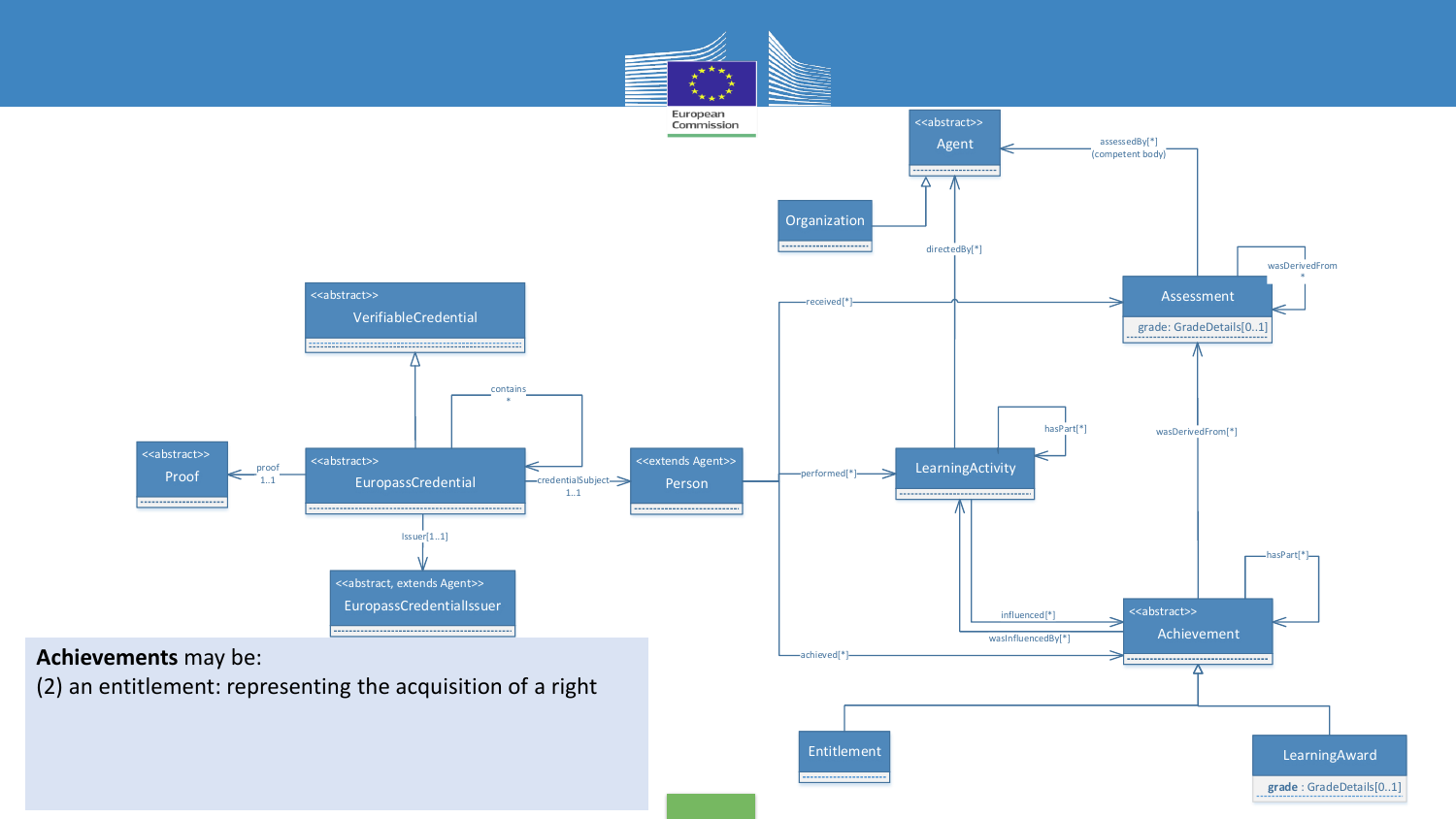**Achievements** may be:

(2) an entitlement: representing the acquisition of a right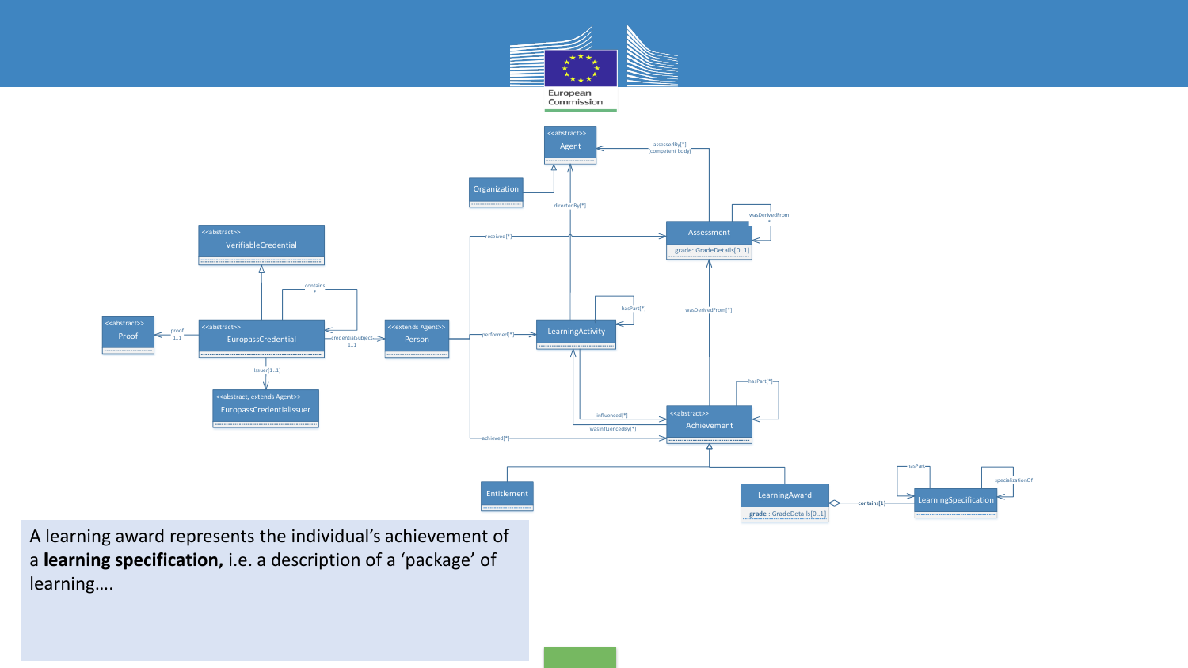A learning award represents the individual's achievement of a **learning specification,** i.e. a description of a 'package' of learning….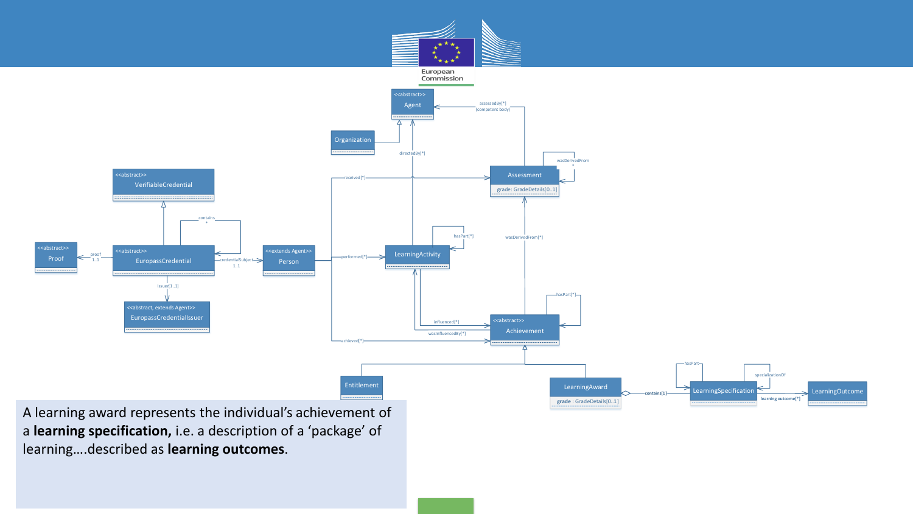A learning award represents the individual's achievement of a **learning specification,** i.e. a description of a 'package' of learning….described as **learning outcomes**.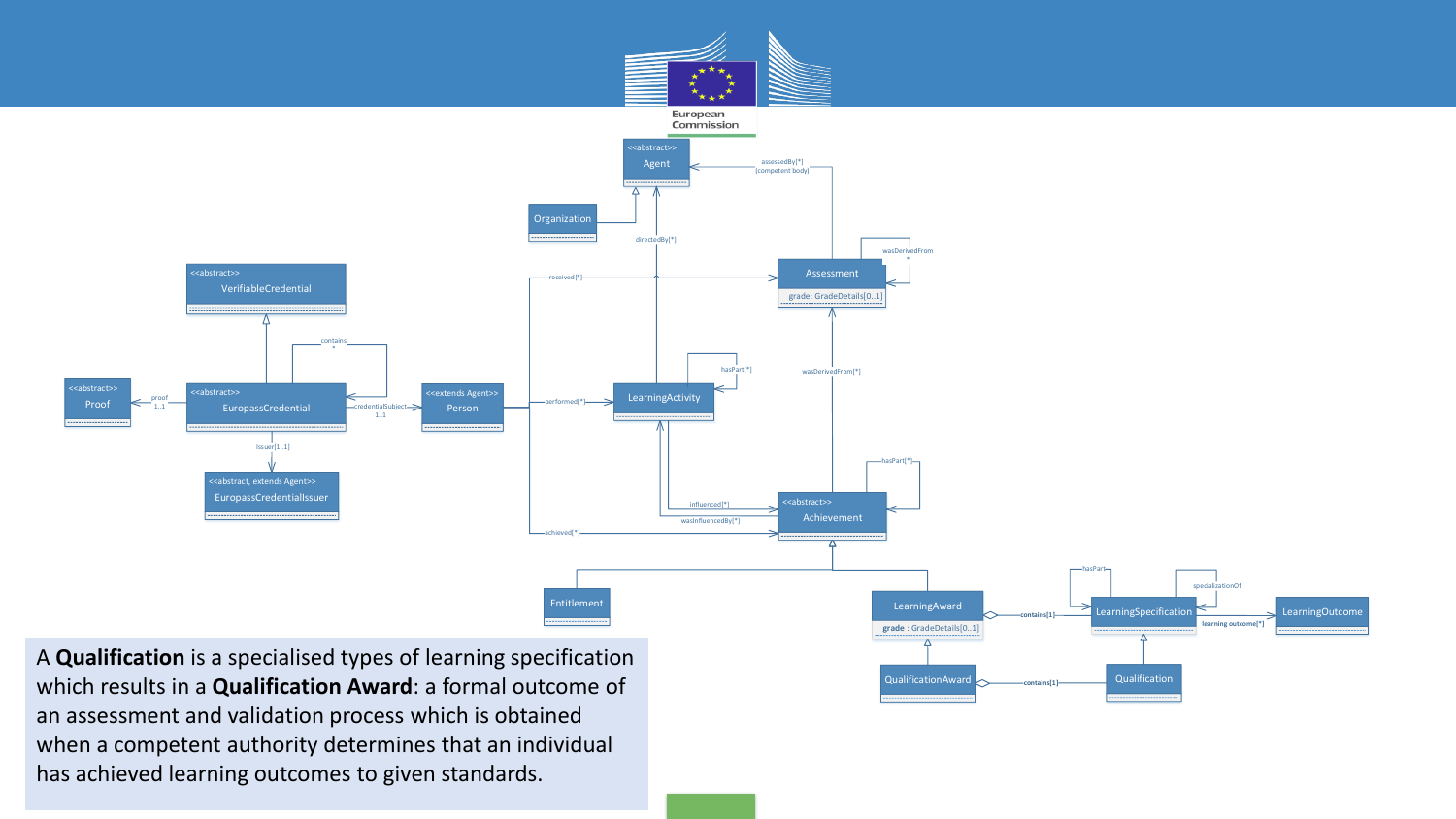A **Qualification** is a specialised types of learning specification which results in a **Qualification Award**: a formal outcome of an assessment and validation process which is obtained when a competent authority determines that an individual has achieved learning outcomes to given standards.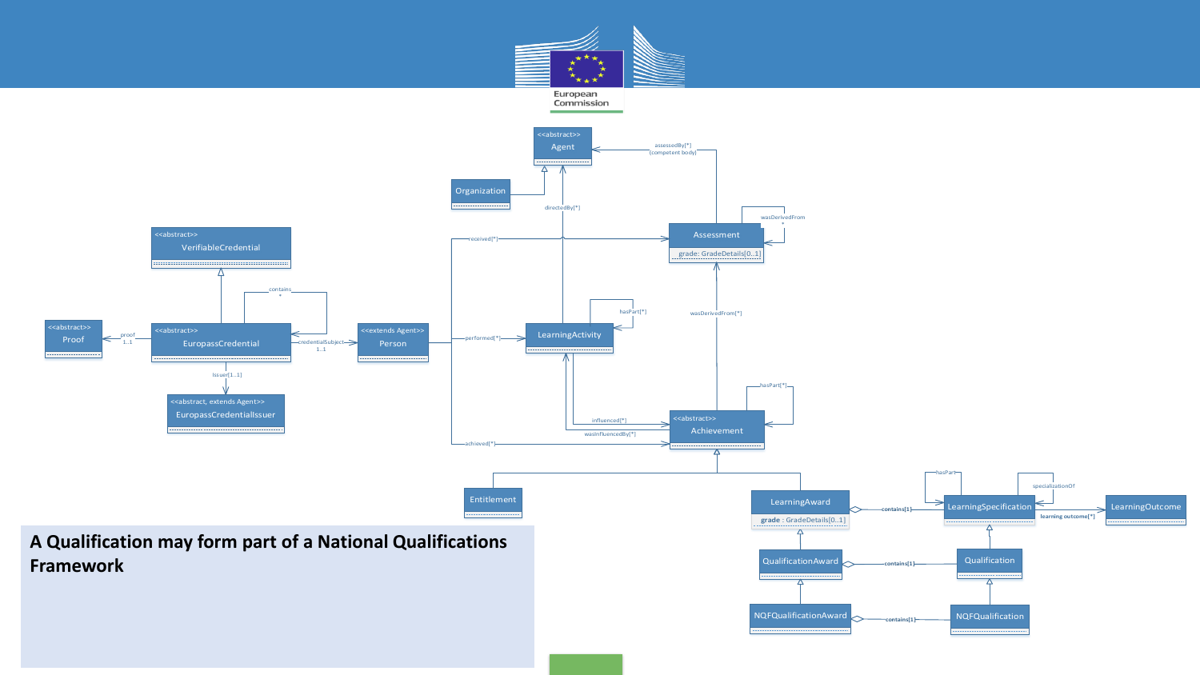**A Qualification may form part of a National Qualifications Framework**